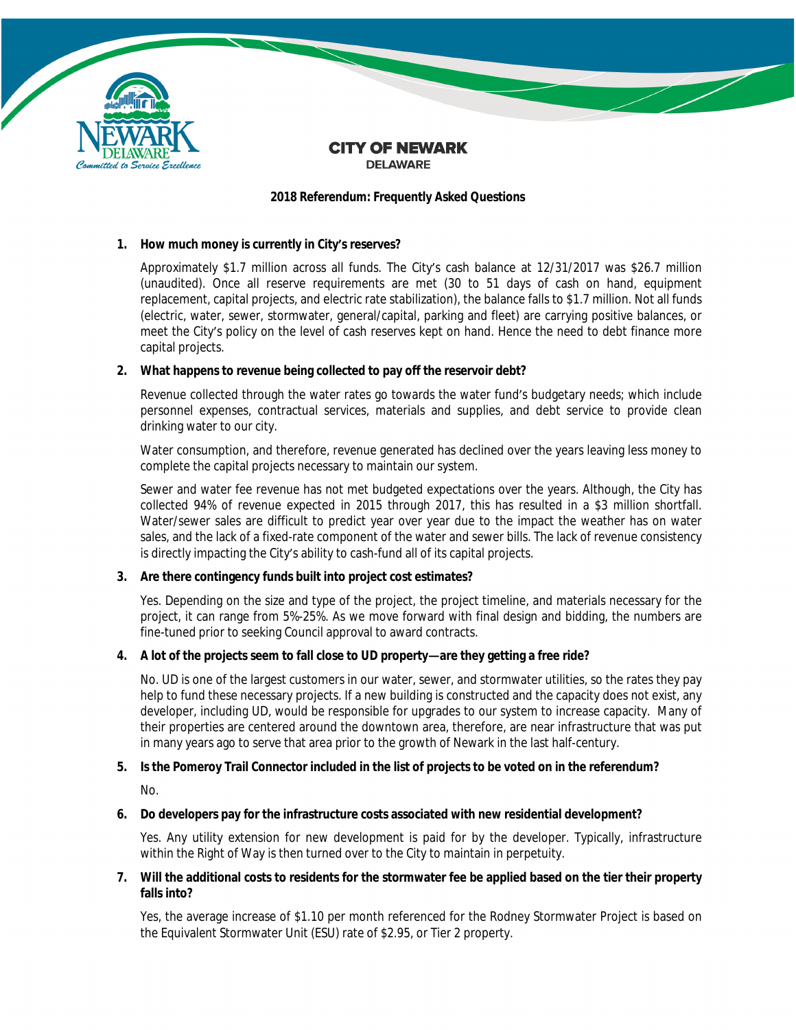# CITY OF NEWARK

## DELAWARE

### 2018 Referendum: Frequently Asked Questions

1. **How much money is currently in City's reserves?**

   Approximately $1.7 million across all funds. The City's cash balance at 12/31/2017 was $26.7 million (unaudited). Once all reserve requirements are met (30 to 51 days of cash on hand, equipment replacement, capital projects, and electric rate stabilization), the balance falls to $1.7 million. Not all funds (electric, water, sewer, stormwater, general/capital, parking and fleet) are carrying positive balances, or meet the City's policy on the level of cash reserves kept on hand. Hence the need to debt finance more capital projects.

2. **What happens to revenue being collected to pay off the reservoir debt?**

   Revenue collected through the water rates go towards the water fund's budgetary needs; which include personnel expenses, contractual services, materials and supplies, and debt service to provide clean drinking water to our city.

   Water consumption, and therefore, revenue generated has declined over the years leaving less money to complete the capital projects necessary to maintain our system.

   Sewer and water fee revenue has not met budgeted expectations over the years. Although, the City has collected 94% of revenue expected in 2015 through 2017, this has resulted in a $3 million shortfall. Water/sewer sales are difficult to predict year over year due to the impact the weather has on water sales, and the lack of a fixed-rate component of the water and sewer bills. The lack of revenue consistency is directly impacting the City's ability to cash-fund all of its capital projects.

3. **Are there contingency funds built into project cost estimates?**

   Yes. Depending on the size and type of the project, the project timeline, and materials necessary for the project, it can range from 5%-25%. As we move forward with final design and bidding, the numbers are fine-tuned prior to seeking Council approval to award contracts.

4. **A lot of the projects seem to fall close to UD property—are they getting a free ride?**

   No. UD is one of the largest customers in our water, sewer, and stormwater utilities, so the rates they pay help to fund these necessary projects. If a new building is constructed and the capacity does not exist, any developer, including UD, would be responsible for upgrades to our system to increase capacity. Many of their properties are centered around the downtown area, therefore, are near infrastructure that was put in many years ago to serve that area prior to the growth of Newark in the last half-century.

5. **Is the Pomeroy Trail Connector included in the list of projects to be voted on in the referendum?**

   No.

6. **Do developers pay for the infrastructure costs associated with new residential development?**

   Yes. Any utility extension for new development is paid for by the developer. Typically, infrastructure within the Right of Way is then turned over to the City to maintain in perpetuity.

7. **Will the additional costs to residents for the stormwater fee be applied based on the tier their property falls into?**

   Yes, the average increase of $1.10 per month referenced for the Rodney Stormwater Project is based on the Equivalent Stormwater Unit (ESU) rate of $2.95, or Tier 2 property.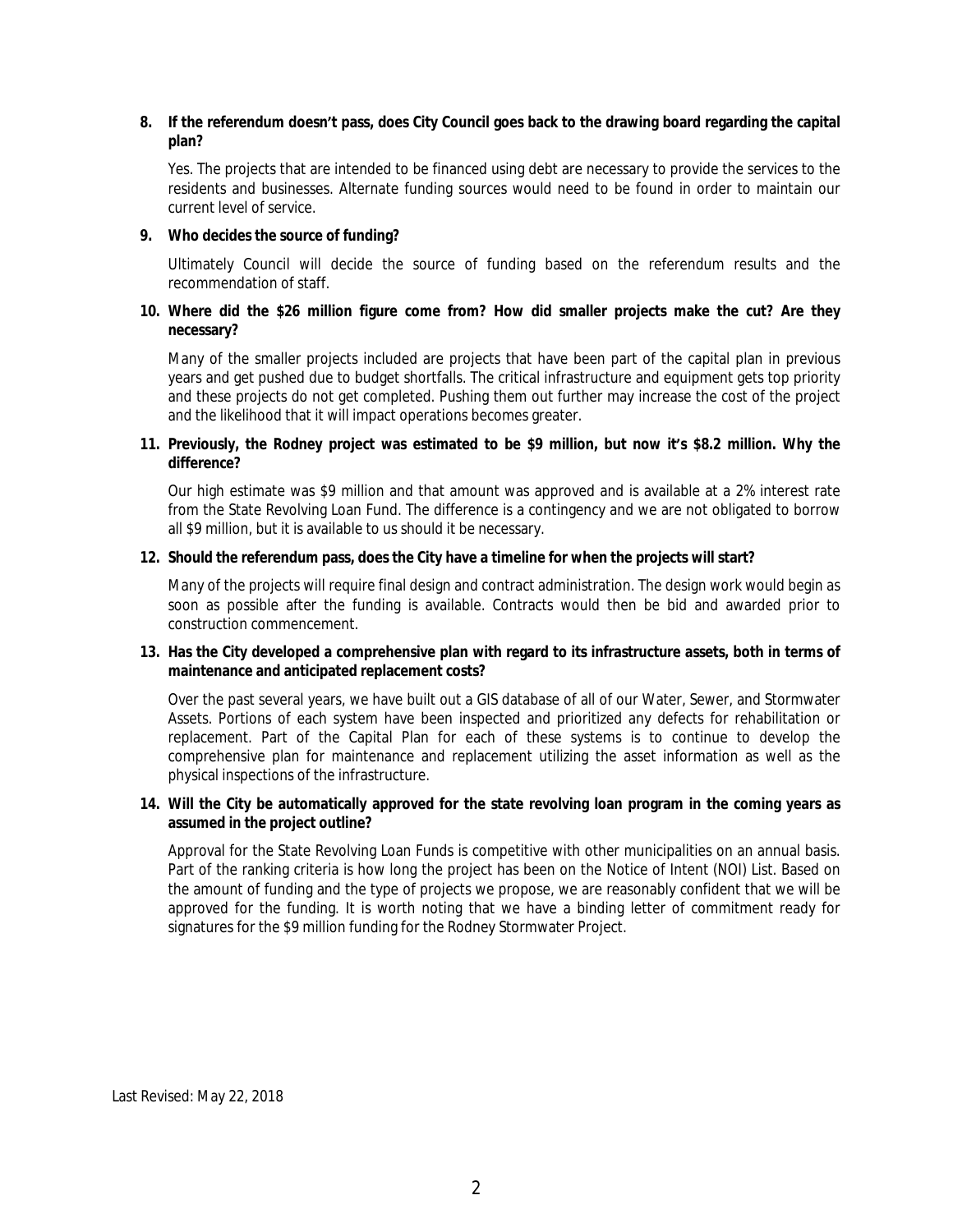**8. If the referendum doesn't pass, does City Council goes back to the drawing board regarding the capital plan?**

Yes. The projects that are intended to be financed using debt are necessary to provide the services to the residents and businesses. Alternate funding sources would need to be found in order to maintain our current level of service.

**9. Who decides the source of funding?**

Ultimately Council will decide the source of funding based on the referendum results and the recommendation of staff.

**10. Where did the $26 million figure come from? How did smaller projects make the cut? Are they necessary?**

Many of the smaller projects included are projects that have been part of the capital plan in previous years and get pushed due to budget shortfalls. The critical infrastructure and equipment gets top priority and these projects do not get completed. Pushing them out further may increase the cost of the project and the likelihood that it will impact operations becomes greater.

**11. Previously, the Rodney project was estimated to be $9 million, but now it's $8.2 million. Why the difference?**

Our high estimate was $9 million and that amount was approved and is available at a 2% interest rate from the State Revolving Loan Fund. The difference is a contingency and we are not obligated to borrow all $9 million, but it is available to us should it be necessary.

**12. Should the referendum pass, does the City have a timeline for when the projects will start?**

Many of the projects will require final design and contract administration. The design work would begin as soon as possible after the funding is available. Contracts would then be bid and awarded prior to construction commencement.

**13. Has the City developed a comprehensive plan with regard to its infrastructure assets, both in terms of maintenance and anticipated replacement costs?**

Over the past several years, we have built out a GIS database of all of our Water, Sewer, and Stormwater Assets. Portions of each system have been inspected and prioritized any defects for rehabilitation or replacement. Part of the Capital Plan for each of these systems is to continue to develop the comprehensive plan for maintenance and replacement utilizing the asset information as well as the physical inspections of the infrastructure.

**14. Will the City be automatically approved for the state revolving loan program in the coming years as assumed in the project outline?**

Approval for the State Revolving Loan Funds is competitive with other municipalities on an annual basis. Part of the ranking criteria is how long the project has been on the Notice of Intent (NOI) List. Based on the amount of funding and the type of projects we propose, we are reasonably confident that we will be approved for the funding. It is worth noting that we have a binding letter of commitment ready for signatures for the $9 million funding for the Rodney Stormwater Project.

Last Revised: May 22, 2018